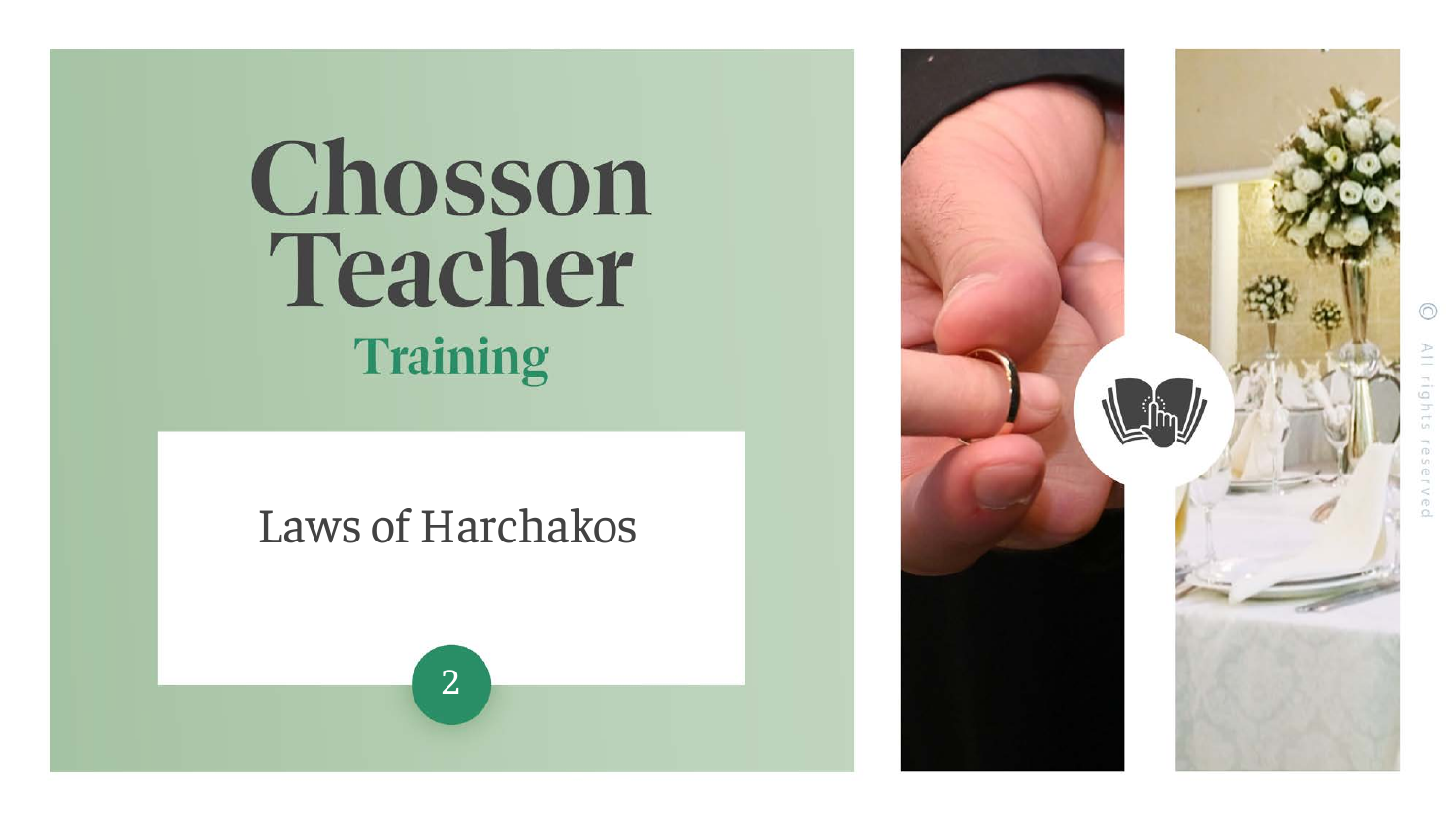# Chosson Teacher

## Training

Laws of Harchakos

2

© All rights reserved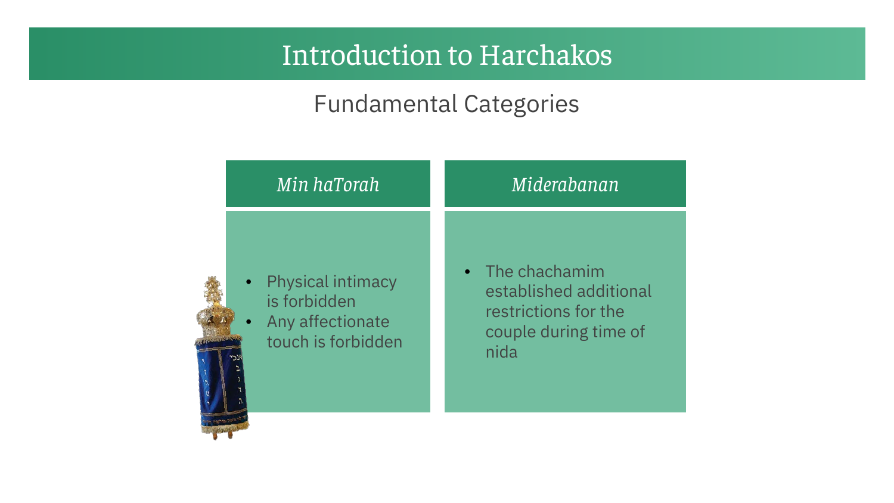# Introduction to Harchakos

## Fundamental Categories

| *Min haTorah* | *Miderabanan* |
| --- | --- |
| • Physical intimacy is forbidden<br>• Any affectionate touch is forbidden | • The chachamim established additional restrictions for the couple during time of nida |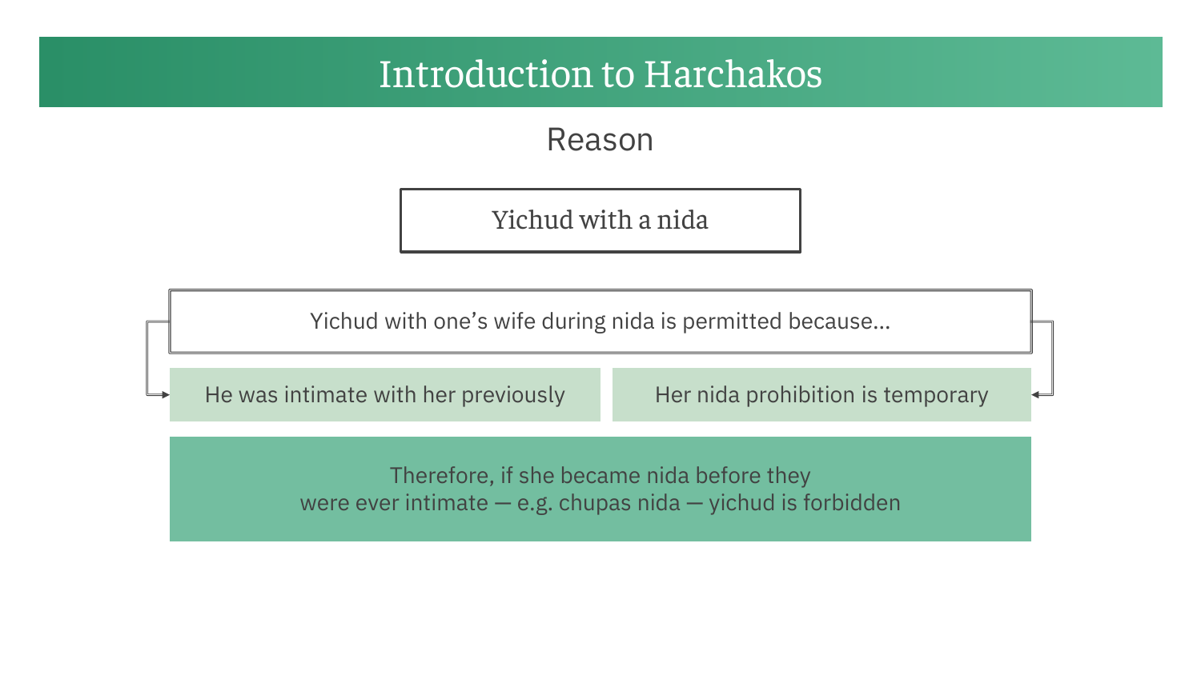# Introduction to Harchakos

## Reason

**Yichud with a nida**

Yichud with one's wife during nida is permitted because...

- He was intimate with her previously
- Her nida prohibition is temporary

Therefore, if she became nida before they were ever intimate — e.g. chupas nida — yichud is forbidden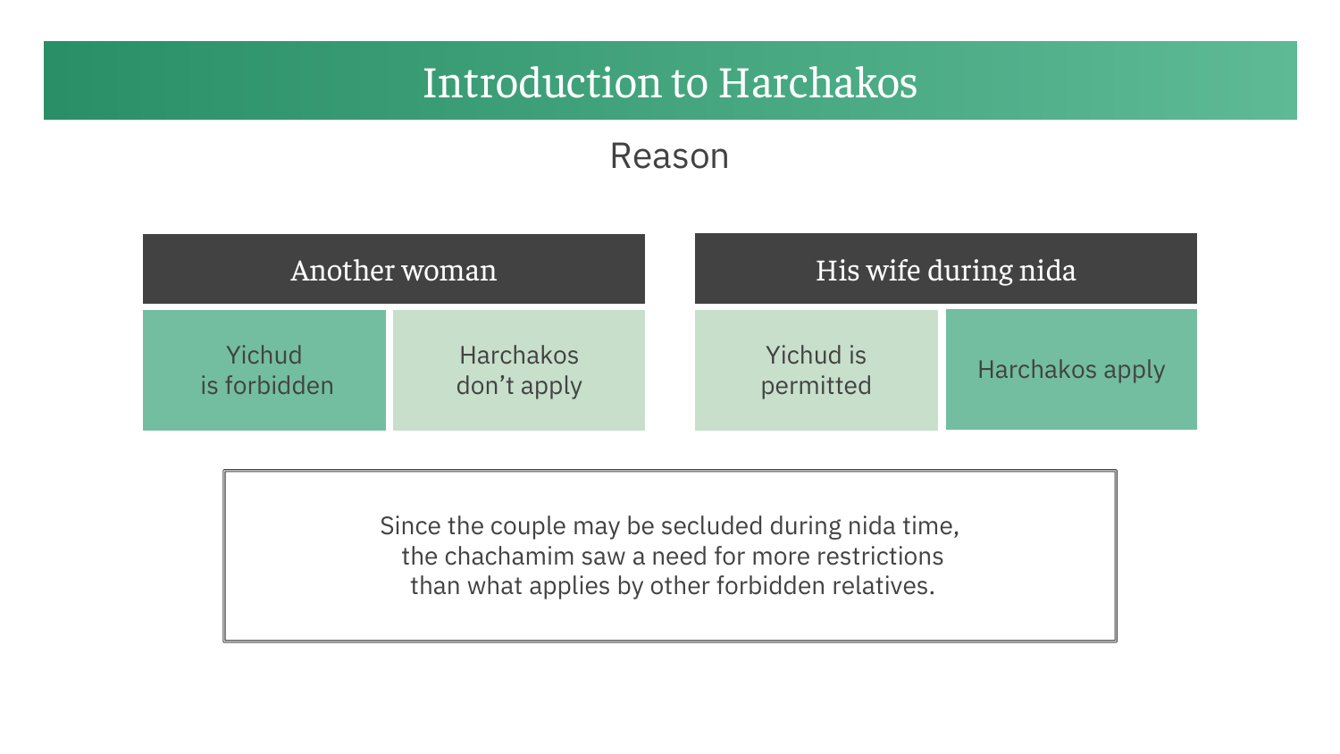# Introduction to Harchakos

## Reason

| Another woman | | His wife during nida | |
|---|---|---|---|
| Yichud is forbidden | Harchakos don't apply | Yichud is permitted | Harchakos apply |

Since the couple may be secluded during nida time, the chachamim saw a need for more restrictions than what applies by other forbidden relatives.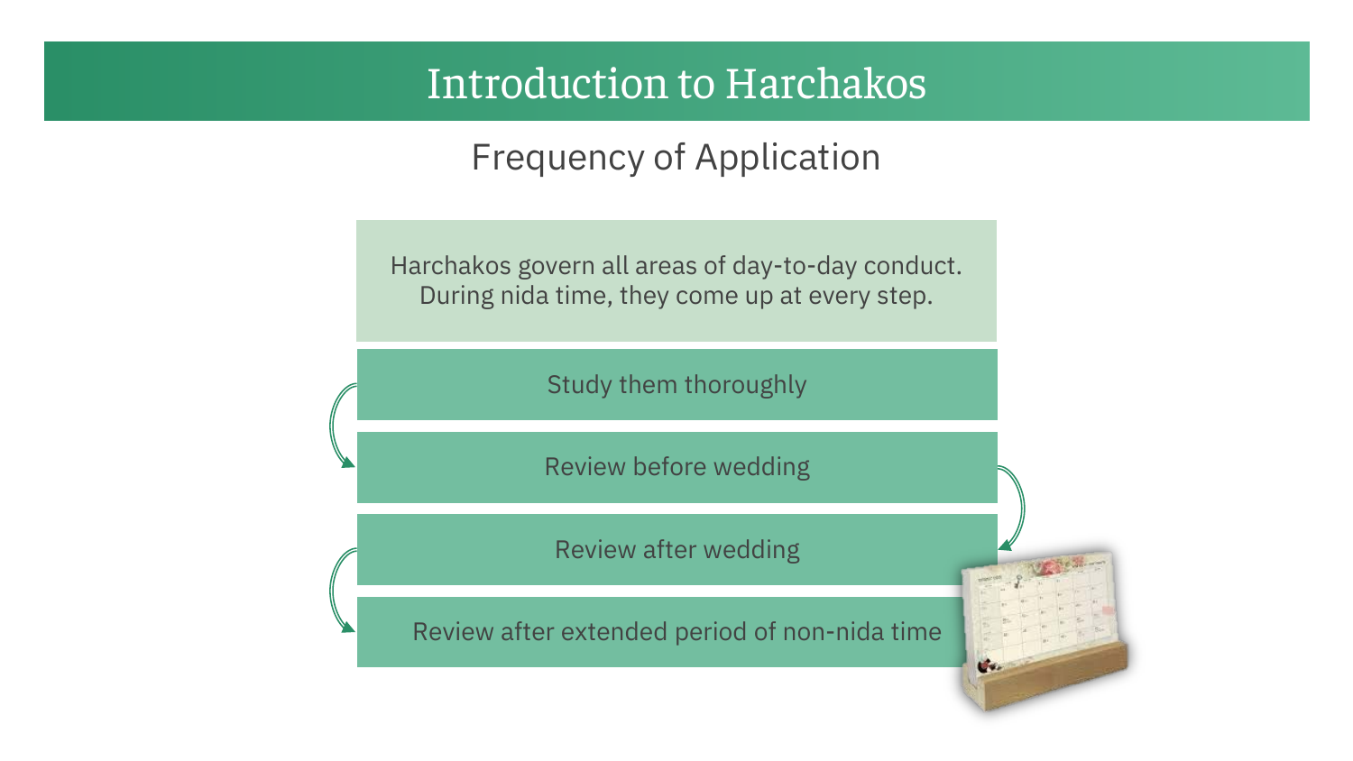# Introduction to Harchakos

## Frequency of Application

Harchakos govern all areas of day-to-day conduct.
During nida time, they come up at every step.

- Study them thoroughly
- Review before wedding
- Review after wedding
- Review after extended period of non-nida time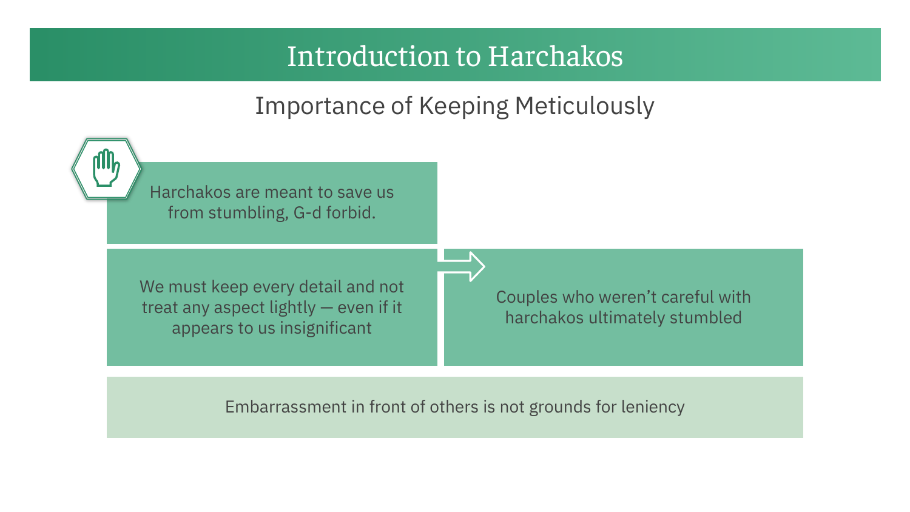# Introduction to Harchakos

## Importance of Keeping Meticulously

Harchakos are meant to save us from stumbling, G-d forbid.

We must keep every detail and not treat any aspect lightly — even if it appears to us insignificant

Couples who weren't careful with harchakos ultimately stumbled

Embarrassment in front of others is not grounds for leniency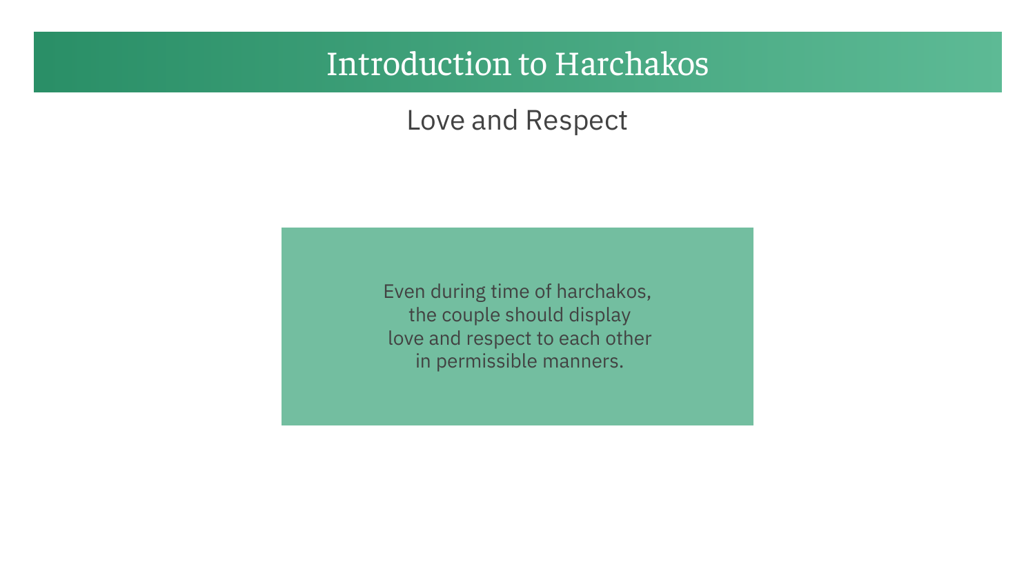# Introduction to Harchakos

## Love and Respect

Even during time of harchakos,
the couple should display
love and respect to each other
in permissible manners.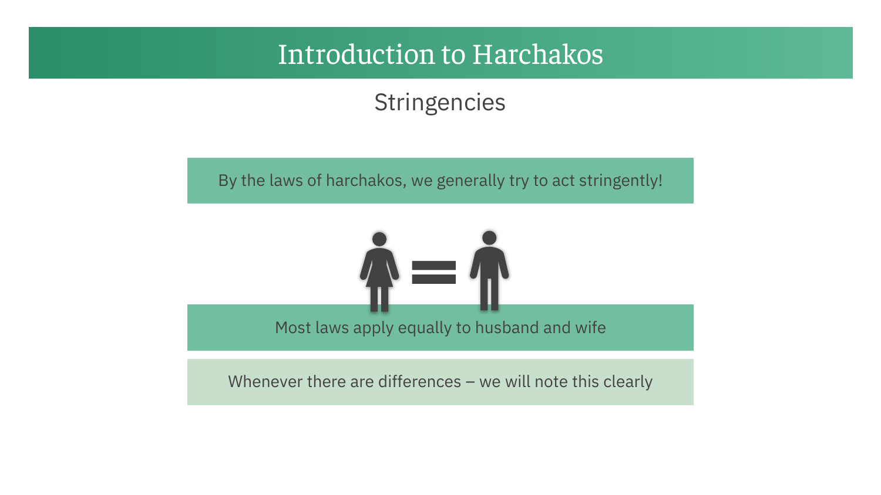# Introduction to Harchakos

## Stringencies

By the laws of harchakos, we generally try to act stringently!

Most laws apply equally to husband and wife

Whenever there are differences – we will note this clearly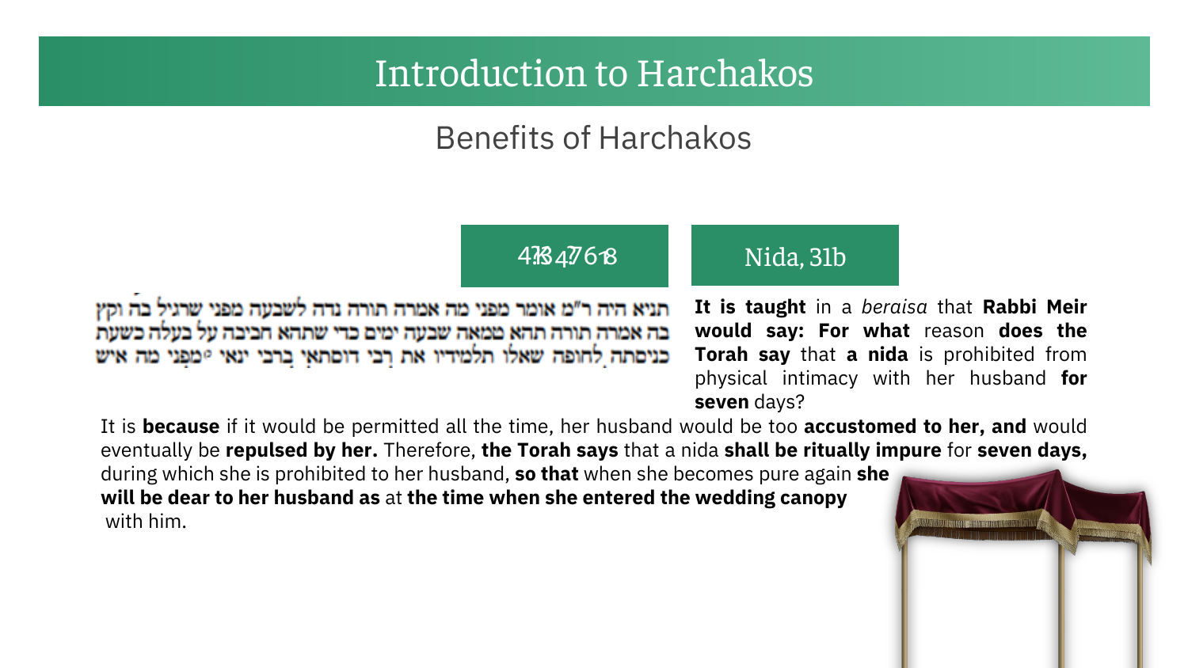# Introduction to Harchakos

## Benefits of Harchakos

4ß4?76-8

Nida, 31b

תניא היה ר"מ אומר מפני מה אמרה תורה נדה לשבעה מפני שרגיל בה וקץ בה אמרה תורה תהא טמאה שבעה ימים כדי שתהא חביבה על בעלה כשעת כניסתה לחופה שאלו תלמידיו את רבי דוסתאי ברבי ינאי מפני מה איש

**It is taught** in a *beraisa* that **Rabbi Meir would say: For what** reason **does the Torah say** that **a nida** is prohibited from physical intimacy with her husband **for seven** days?

It is **because** if it would be permitted all the time, her husband would be too **accustomed to her, and** would eventually be **repulsed by her.** Therefore, **the Torah says** that a nida **shall be ritually impure** for **seven days,** during which she is prohibited to her husband, **so that** when she becomes pure again **she will be dear to her husband as** at **the time when she entered the wedding canopy** with him.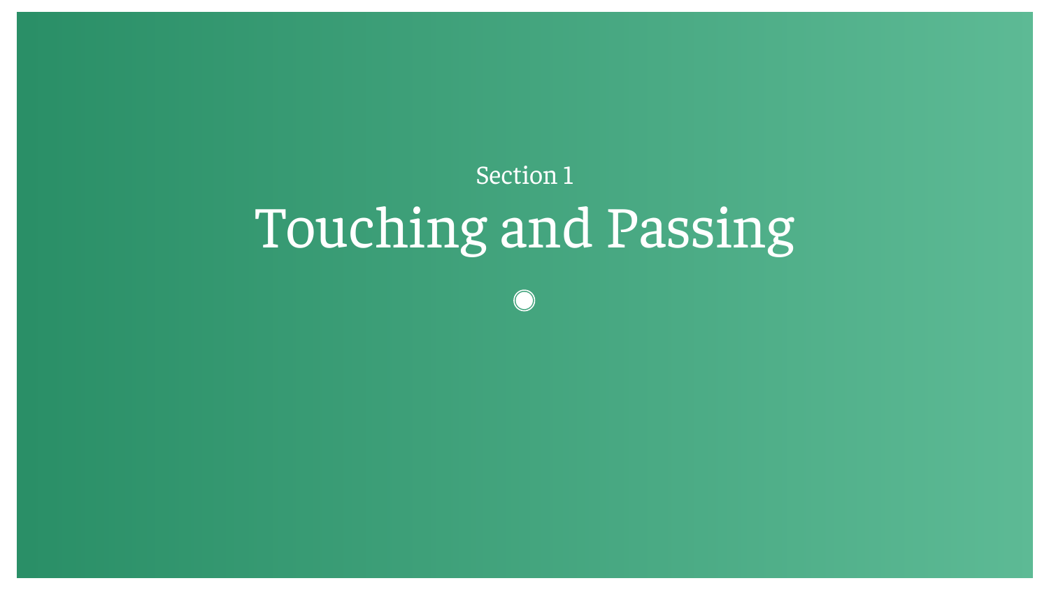Section 1

# Touching and Passing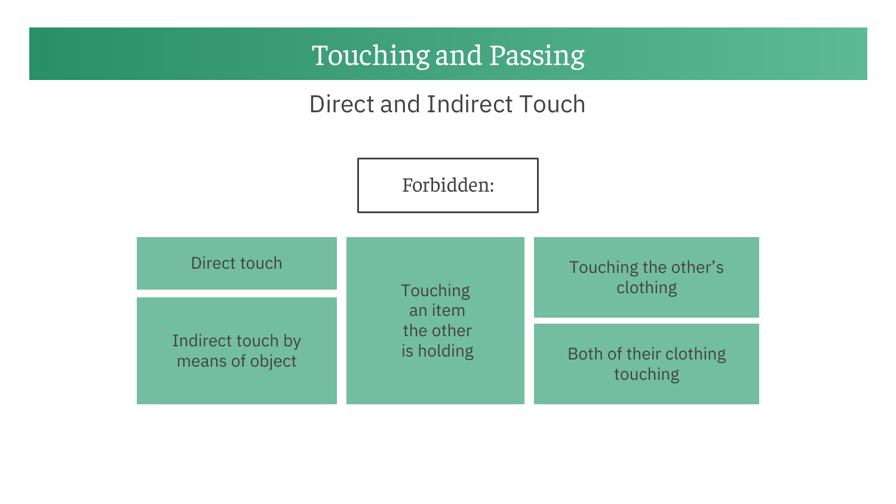# Touching and Passing

## Direct and Indirect Touch

**Forbidden:**

- Direct touch
- Indirect touch by means of object
- Touching an item the other is holding
- Touching the other's clothing
- Both of their clothing touching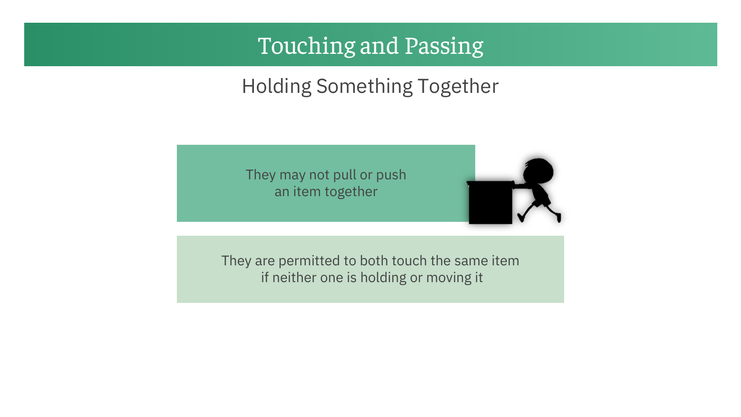# Touching and Passing

## Holding Something Together

They may not pull or push
an item together

They are permitted to both touch the same item
if neither one is holding or moving it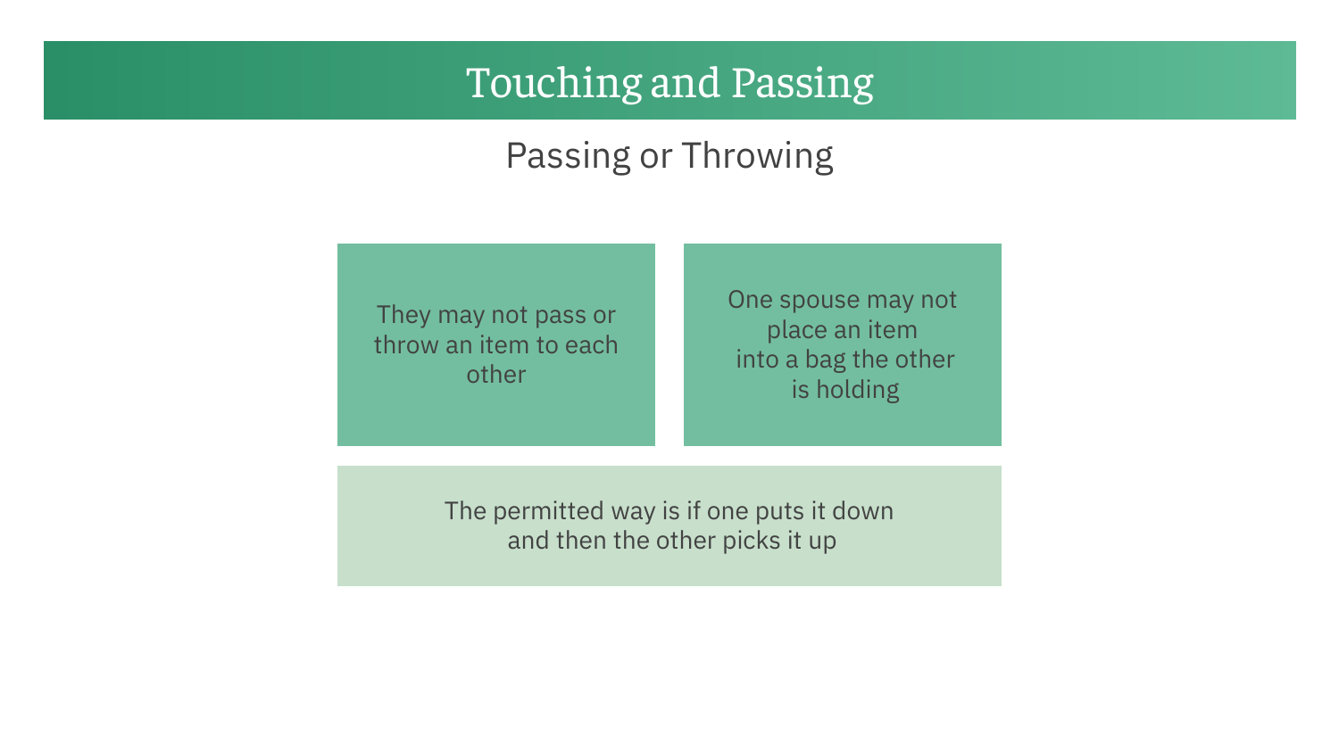# Touching and Passing

## Passing or Throwing

They may not pass or throw an item to each other

One spouse may not place an item into a bag the other is holding

The permitted way is if one puts it down and then the other picks it up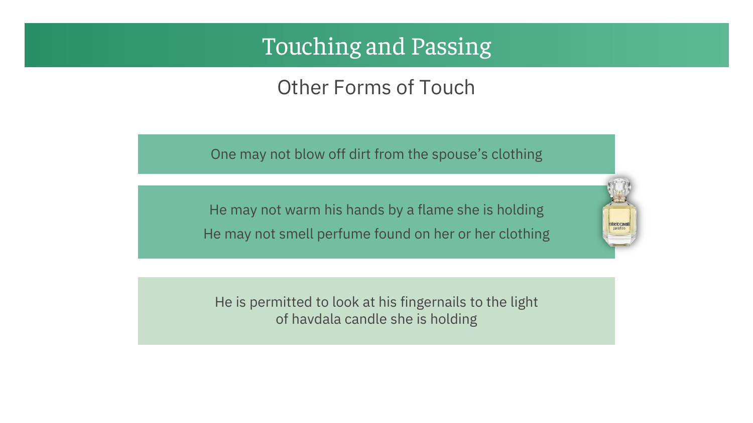# Touching and Passing

## Other Forms of Touch

One may not blow off dirt from the spouse's clothing

He may not warm his hands by a flame she is holding

He may not smell perfume found on her or her clothing

He is permitted to look at his fingernails to the light of havdala candle she is holding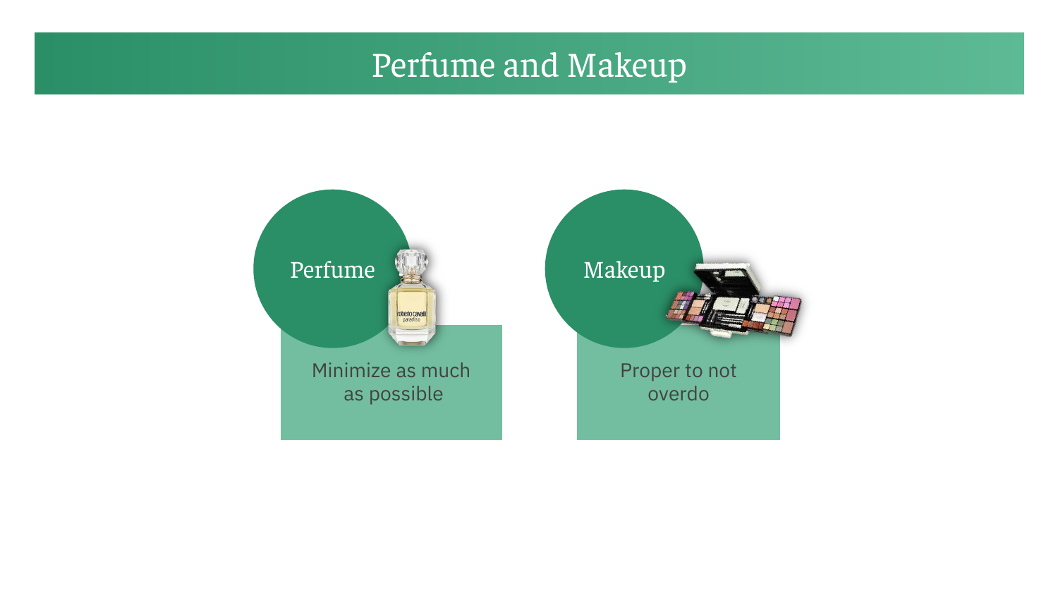# Perfume and Makeup

## Perfume

Minimize as much as possible

## Makeup

Proper to not overdo